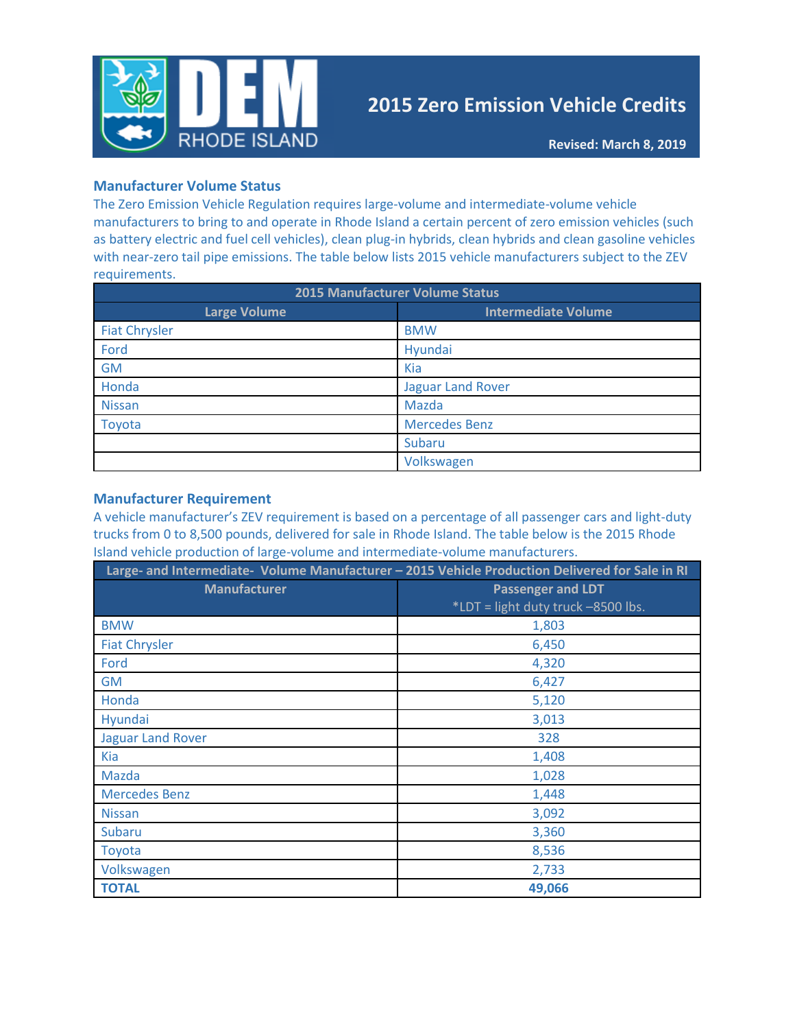# 2015 Zero Emission Vehicle Credits

**Revised: March 8, 2019**

## Manufacturer Volume Status

The Zero Emission Vehicle Regulation requires large-volume and intermediate-volume vehicle manufacturers to bring to and operate in Rhode Island a certain percent of zero emission vehicles (such as battery electric and fuel cell vehicles), clean plug-in hybrids, clean hybrids and clean gasoline vehicles with near-zero tail pipe emissions. The table below lists 2015 vehicle manufacturers subject to the ZEV requirements.

| 2015 Manufacturer Volume Status | |
|---|---|
| **Large Volume** | **Intermediate Volume** |
| Fiat Chrysler | BMW |
| Ford | Hyundai |
| GM | Kia |
| Honda | Jaguar Land Rover |
| Nissan | Mazda |
| Toyota | Mercedes Benz |
| | Subaru |
| | Volkswagen |

## Manufacturer Requirement

A vehicle manufacturer's ZEV requirement is based on a percentage of all passenger cars and light-duty trucks from 0 to 8,500 pounds, delivered for sale in Rhode Island. The table below is the 2015 Rhode Island vehicle production of large-volume and intermediate-volume manufacturers.

| Large- and Intermediate- Volume Manufacturer – 2015 Vehicle Production Delivered for Sale in RI | |
|---|---|
| **Manufacturer** | **Passenger and LDT** *LDT = light duty truck –8500 lbs. |
| BMW | 1,803 |
| Fiat Chrysler | 6,450 |
| Ford | 4,320 |
| GM | 6,427 |
| Honda | 5,120 |
| Hyundai | 3,013 |
| Jaguar Land Rover | 328 |
| Kia | 1,408 |
| Mazda | 1,028 |
| Mercedes Benz | 1,448 |
| Nissan | 3,092 |
| Subaru | 3,360 |
| Toyota | 8,536 |
| Volkswagen | 2,733 |
| **TOTAL** | **49,066** |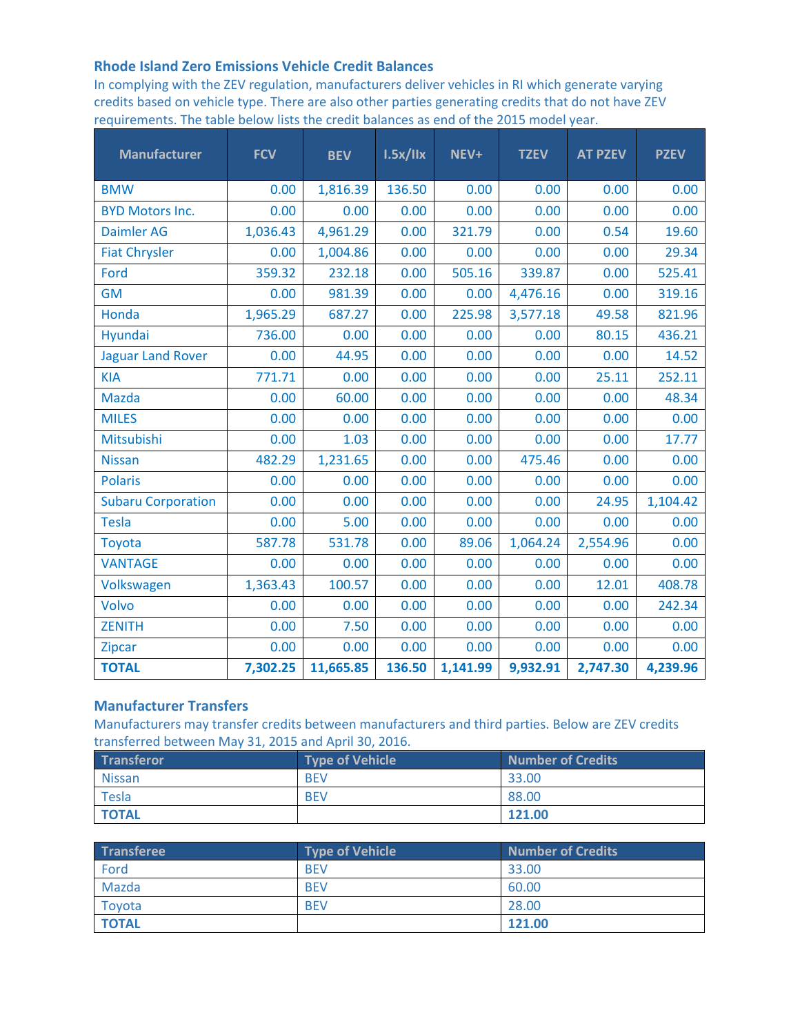## Rhode Island Zero Emissions Vehicle Credit Balances

In complying with the ZEV regulation, manufacturers deliver vehicles in RI which generate varying credits based on vehicle type. There are also other parties generating credits that do not have ZEV requirements. The table below lists the credit balances as end of the 2015 model year.

| Manufacturer | FCV | BEV | I.5x/IIx | NEV+ | TZEV | AT PZEV | PZEV |
|---|---|---|---|---|---|---|---|
| BMW | 0.00 | 1,816.39 | 136.50 | 0.00 | 0.00 | 0.00 | 0.00 |
| BYD Motors Inc. | 0.00 | 0.00 | 0.00 | 0.00 | 0.00 | 0.00 | 0.00 |
| Daimler AG | 1,036.43 | 4,961.29 | 0.00 | 321.79 | 0.00 | 0.54 | 19.60 |
| Fiat Chrysler | 0.00 | 1,004.86 | 0.00 | 0.00 | 0.00 | 0.00 | 29.34 |
| Ford | 359.32 | 232.18 | 0.00 | 505.16 | 339.87 | 0.00 | 525.41 |
| GM | 0.00 | 981.39 | 0.00 | 0.00 | 4,476.16 | 0.00 | 319.16 |
| Honda | 1,965.29 | 687.27 | 0.00 | 225.98 | 3,577.18 | 49.58 | 821.96 |
| Hyundai | 736.00 | 0.00 | 0.00 | 0.00 | 0.00 | 80.15 | 436.21 |
| Jaguar Land Rover | 0.00 | 44.95 | 0.00 | 0.00 | 0.00 | 0.00 | 14.52 |
| KIA | 771.71 | 0.00 | 0.00 | 0.00 | 0.00 | 25.11 | 252.11 |
| Mazda | 0.00 | 60.00 | 0.00 | 0.00 | 0.00 | 0.00 | 48.34 |
| MILES | 0.00 | 0.00 | 0.00 | 0.00 | 0.00 | 0.00 | 0.00 |
| Mitsubishi | 0.00 | 1.03 | 0.00 | 0.00 | 0.00 | 0.00 | 17.77 |
| Nissan | 482.29 | 1,231.65 | 0.00 | 0.00 | 475.46 | 0.00 | 0.00 |
| Polaris | 0.00 | 0.00 | 0.00 | 0.00 | 0.00 | 0.00 | 0.00 |
| Subaru Corporation | 0.00 | 0.00 | 0.00 | 0.00 | 0.00 | 24.95 | 1,104.42 |
| Tesla | 0.00 | 5.00 | 0.00 | 0.00 | 0.00 | 0.00 | 0.00 |
| Toyota | 587.78 | 531.78 | 0.00 | 89.06 | 1,064.24 | 2,554.96 | 0.00 |
| VANTAGE | 0.00 | 0.00 | 0.00 | 0.00 | 0.00 | 0.00 | 0.00 |
| Volkswagen | 1,363.43 | 100.57 | 0.00 | 0.00 | 0.00 | 12.01 | 408.78 |
| Volvo | 0.00 | 0.00 | 0.00 | 0.00 | 0.00 | 0.00 | 242.34 |
| ZENITH | 0.00 | 7.50 | 0.00 | 0.00 | 0.00 | 0.00 | 0.00 |
| Zipcar | 0.00 | 0.00 | 0.00 | 0.00 | 0.00 | 0.00 | 0.00 |
| **TOTAL** | **7,302.25** | **11,665.85** | **136.50** | **1,141.99** | **9,932.91** | **2,747.30** | **4,239.96** |

## Manufacturer Transfers

Manufacturers may transfer credits between manufacturers and third parties. Below are ZEV credits transferred between May 31, 2015 and April 30, 2016.

| Transferor | Type of Vehicle | Number of Credits |
|---|---|---|
| Nissan | BEV | 33.00 |
| Tesla | BEV | 88.00 |
| **TOTAL** | | **121.00** |

| Transferee | Type of Vehicle | Number of Credits |
|---|---|---|
| Ford | BEV | 33.00 |
| Mazda | BEV | 60.00 |
| Toyota | BEV | 28.00 |
| **TOTAL** | | **121.00** |